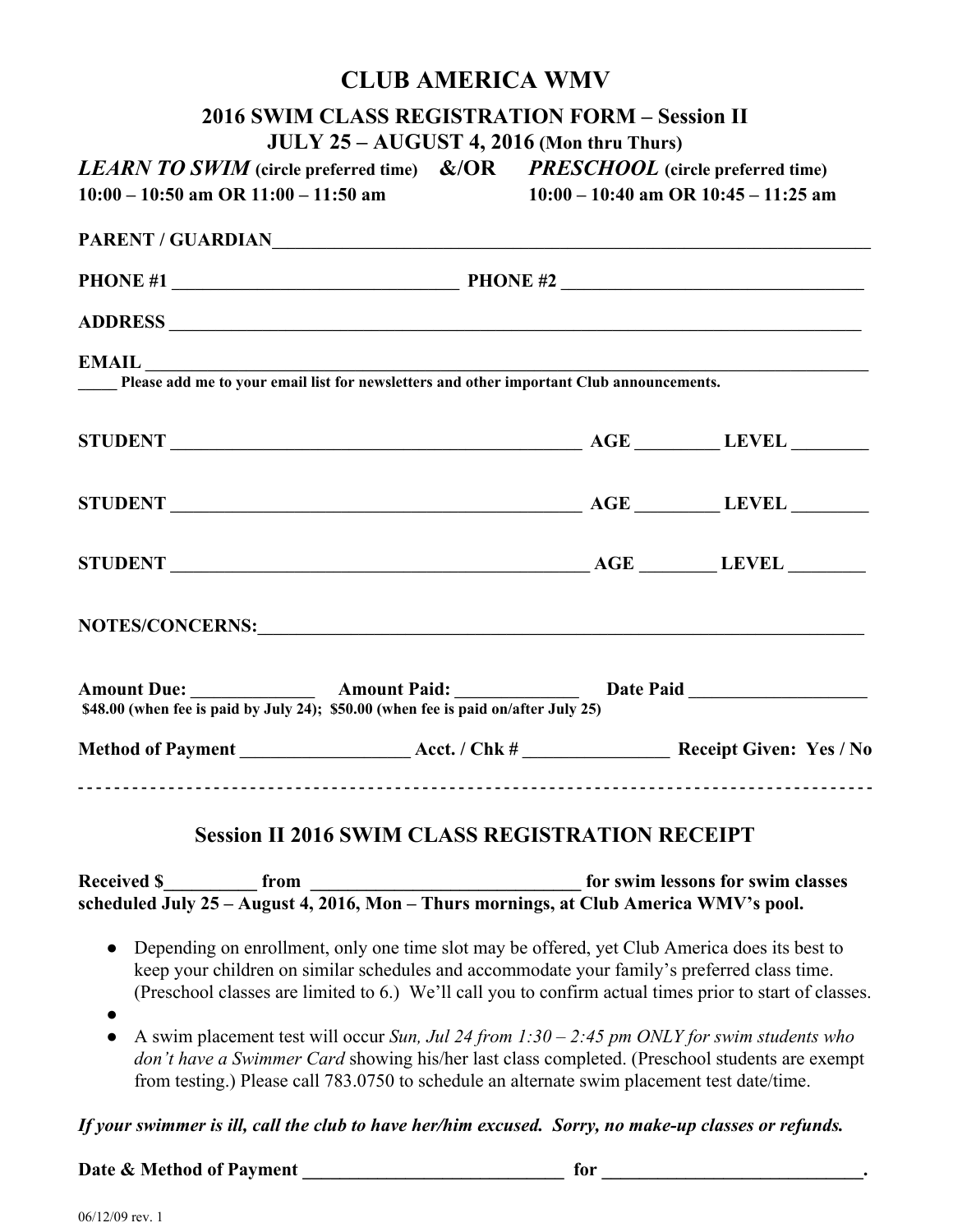# CLUB AMERICA WMV

## 2016 SWIM CLASS REGISTRATION FORM – Session II

**JULY 25 – AUGUST 4, 2016 (Mon thru Thurs)**

***LEARN TO SWIM*** **(circle preferred time) &/OR** ***PRESCHOOL*** **(circle preferred time)**

**10:00 – 10:50 am OR 11:00 – 11:50 am** **10:00 – 10:40 am OR 10:45 – 11:25 am**

**PARENT / GUARDIAN**_______________________________________________

**PHONE #1** ______________________________ **PHONE #2** ______________________________

**ADDRESS** _______________________________________________

**EMAIL** _______________________________________________

_____ **Please add me to your email list for newsletters and other important Club announcements.**

**STUDENT** ________________________________ **AGE** ________ **LEVEL** ________

**STUDENT** ________________________________ **AGE** ________ **LEVEL** ________

**STUDENT** ________________________________ **AGE** ________ **LEVEL** ________

**NOTES/CONCERNS:**_______________________________________________

**Amount Due:** ____________ **Amount Paid:** ____________ **Date Paid** ________________

**$48.00 (when fee is paid by July 24); $50.00 (when fee is paid on/after July 25)**

**Method of Payment** ________________ **Acct. / Chk #** ______________ **Receipt Given: Yes / No**

- - - - - - - - - - - - - - - - - - - - - - - - - - - - - - - - - - - - - - - - - - - - - - - - - - - - - - - - - - - - - - - -

## Session II 2016 SWIM CLASS REGISTRATION RECEIPT

**Received $**_________ **from** ____________________________ **for swim lessons for swim classes scheduled July 25 – August 4, 2016, Mon – Thurs mornings, at Club America WMV's pool.**

- Depending on enrollment, only one time slot may be offered, yet Club America does its best to keep your children on similar schedules and accommodate your family's preferred class time. (Preschool classes are limited to 6.) We'll call you to confirm actual times prior to start of classes.
- 
- A swim placement test will occur *Sun, Jul 24 from 1:30 – 2:45 pm ONLY for swim students who don't have a Swimmer Card* showing his/her last class completed. (Preschool students are exempt from testing.) Please call 783.0750 to schedule an alternate swim placement test date/time.

***If your swimmer is ill, call the club to have her/him excused. Sorry, no make-up classes or refunds.***

**Date & Method of Payment** ____________________________ **for** ____________________________.

06/12/09 rev. 1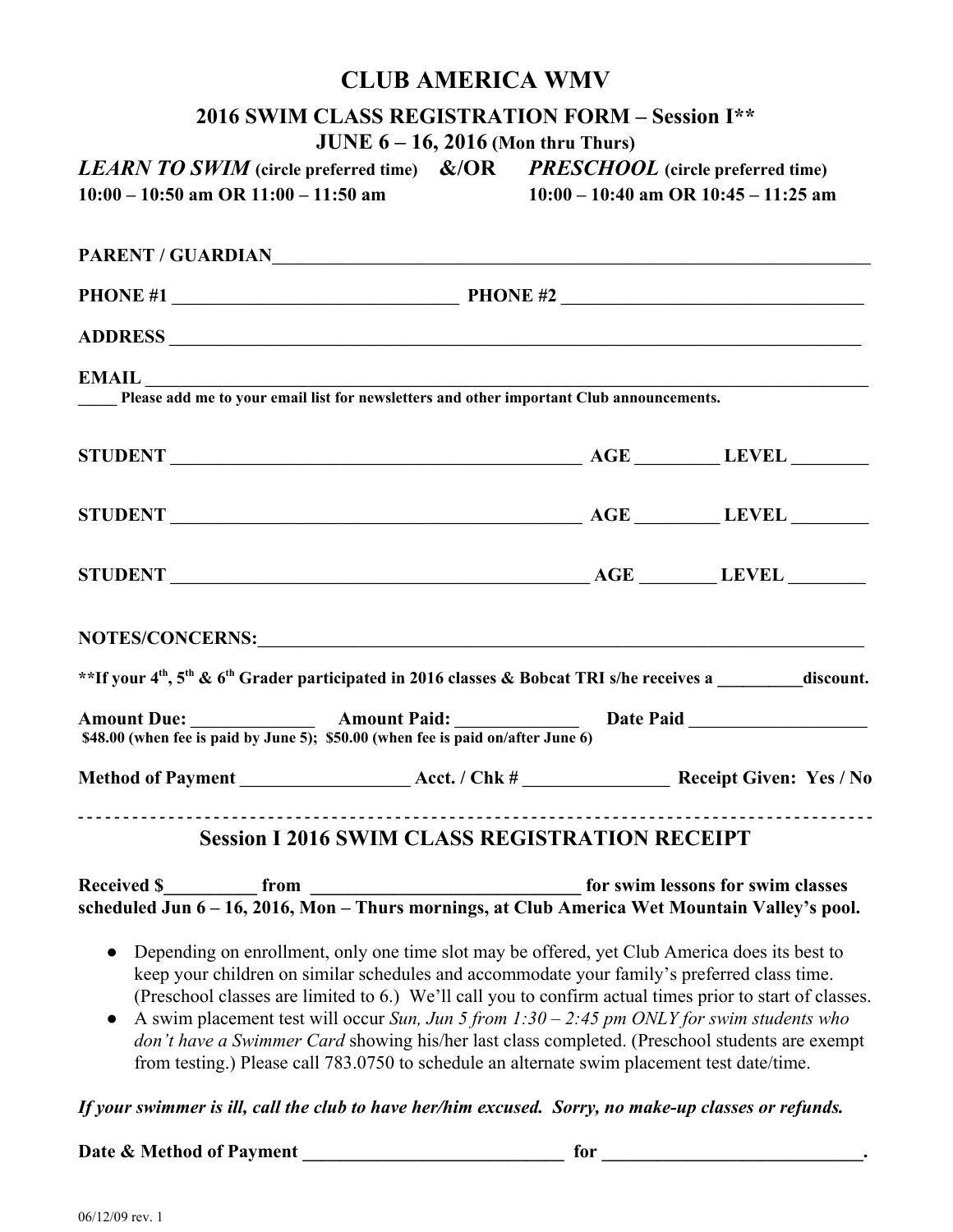# CLUB AMERICA WMV

## 2016 SWIM CLASS REGISTRATION FORM – Session I**

**JUNE 6 – 16, 2016 (Mon thru Thurs)**

***LEARN TO SWIM*** **(circle preferred time) &/OR** ***PRESCHOOL*** **(circle preferred time)**

**10:00 – 10:50 am OR 11:00 – 11:50 am** &nbsp;&nbsp;&nbsp;&nbsp; **10:00 – 10:40 am OR 10:45 – 11:25 am**

**PARENT / GUARDIAN**_______________________________________________________________

**PHONE #1** _____________________________ **PHONE #2** _____________________________

**ADDRESS** _______________________________________________________________________

**EMAIL** _________________________________________________________________________

_____ **Please add me to your email list for newsletters and other important Club announcements.**

**STUDENT** ____________________________________________ **AGE** ________ **LEVEL** ________

**STUDENT** ____________________________________________ **AGE** ________ **LEVEL** ________

**STUDENT** ____________________________________________ **AGE** ________ **LEVEL** ________

**NOTES/CONCERNS:**_______________________________________________________________

**\*\*If your 4th, 5th & 6th Grader participated in 2016 classes & Bobcat TRI s/he receives a _________discount.**

**Amount Due:** _____________ **Amount Paid:** _____________ **Date Paid** ___________________

**$48.00 (when fee is paid by June 5); $50.00 (when fee is paid on/after June 6)**

**Method of Payment** __________________ **Acct. / Chk #** _______________ **Receipt Given: Yes / No**

- - - - - - - - - - - - - - - - - - - - - - - - - - - - - - - - - - - - - - - - - - - - - - - - - - - - - - - - - - - - - - - - - - - -

## Session I 2016 SWIM CLASS REGISTRATION RECEIPT

**Received $_________ from _____________________________ for swim lessons for swim classes scheduled Jun 6 – 16, 2016, Mon – Thurs mornings, at Club America Wet Mountain Valley's pool.**

- Depending on enrollment, only one time slot may be offered, yet Club America does its best to keep your children on similar schedules and accommodate your family's preferred class time. (Preschool classes are limited to 6.) We'll call you to confirm actual times prior to start of classes.
- A swim placement test will occur *Sun, Jun 5 from 1:30 – 2:45 pm ONLY for swim students who don't have a Swimmer Card* showing his/her last class completed. (Preschool students are exempt from testing.) Please call 783.0750 to schedule an alternate swim placement test date/time.

***If your swimmer is ill, call the club to have her/him excused. Sorry, no make-up classes or refunds.***

**Date & Method of Payment** ____________________________ **for** ____________________________**.**

06/12/09 rev. 1